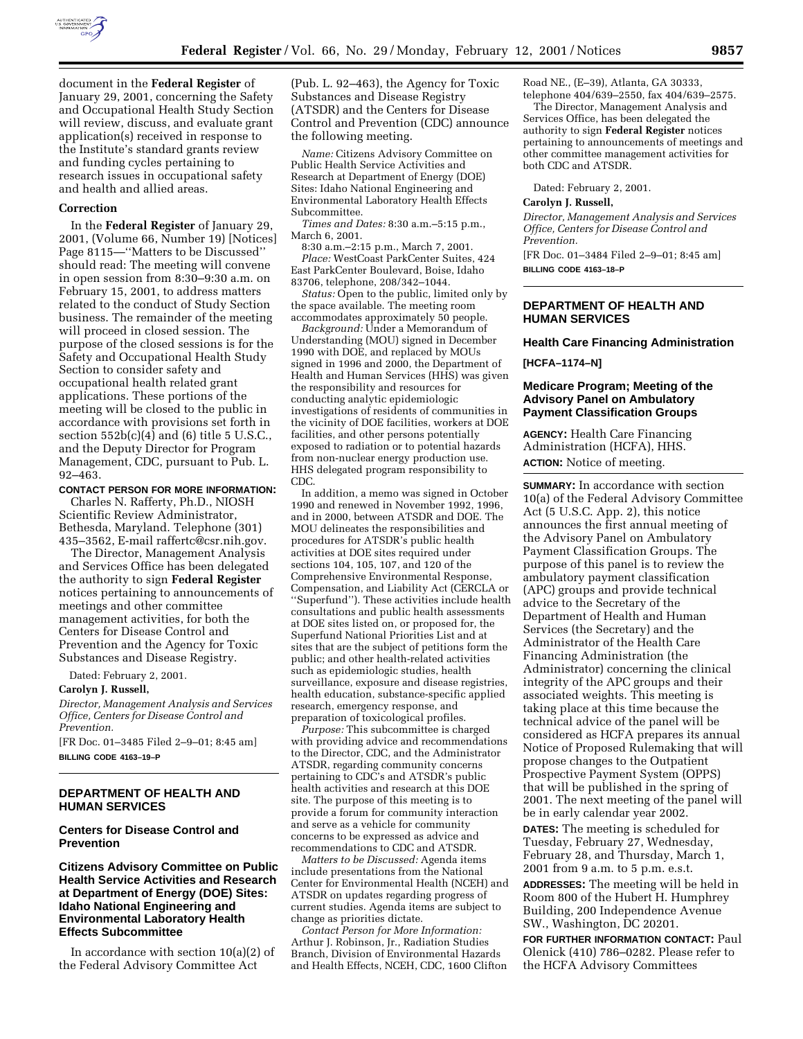document in the **Federal Register** of January 29, 2001, concerning the Safety and Occupational Health Study Section will review, discuss, and evaluate grant application(s) received in response to the Institute's standard grants review and funding cycles pertaining to research issues in occupational safety and health and allied areas.

### Correction

In the **Federal Register** of January 29, 2001, (Volume 66, Number 19) [Notices] Page 8115—''Matters to be Discussed'' should read: The meeting will convene in open session from 8:30–9:30 a.m. on February 15, 2001, to address matters related to the conduct of Study Section business. The remainder of the meeting will proceed in closed session. The purpose of the closed sessions is for the Safety and Occupational Health Study Section to consider safety and occupational health related grant applications. These portions of the meeting will be closed to the public in accordance with provisions set forth in section 552b(c)(4) and (6) title 5 U.S.C., and the Deputy Director for Program Management, CDC, pursuant to Pub. L. 92–463.

**CONTACT PERSON FOR MORE INFORMATION:**

Charles N. Rafferty, Ph.D., NIOSH Scientific Review Administrator, Bethesda, Maryland. Telephone (301) 435–3562, E-mail raffertc@csr.nih.gov.

The Director, Management Analysis and Services Office has been delegated the authority to sign **Federal Register** notices pertaining to announcements of meetings and other committee management activities, for both the Centers for Disease Control and Prevention and the Agency for Toxic Substances and Disease Registry.

Dated: February 2, 2001.

**Carolyn J. Russell,**

*Director, Management Analysis and Services Office, Centers for Disease Control and Prevention.*

[FR Doc. 01–3485 Filed 2–9–01; 8:45 am]

**BILLING CODE 4163–19–P**

## DEPARTMENT OF HEALTH AND HUMAN SERVICES

### Centers for Disease Control and Prevention

### Citizens Advisory Committee on Public Health Service Activities and Research at Department of Energy (DOE) Sites: Idaho National Engineering and Environmental Laboratory Health Effects Subcommittee

In accordance with section 10(a)(2) of the Federal Advisory Committee Act (Pub. L. 92–463), the Agency for Toxic Substances and Disease Registry (ATSDR) and the Centers for Disease Control and Prevention (CDC) announce the following meeting.

*Name:* Citizens Advisory Committee on Public Health Service Activities and Research at Department of Energy (DOE) Sites: Idaho National Engineering and Environmental Laboratory Health Effects Subcommittee.

*Times and Dates:* 8:30 a.m.–5:15 p.m., March 6, 2001.

8:30 a.m.–2:15 p.m., March 7, 2001.

*Place:* WestCoast ParkCenter Suites, 424 East ParkCenter Boulevard, Boise, Idaho 83706, telephone, 208/342–1044.

*Status:* Open to the public, limited only by the space available. The meeting room accommodates approximately 50 people.

*Background:* Under a Memorandum of Understanding (MOU) signed in December 1990 with DOE, and replaced by MOUs signed in 1996 and 2000, the Department of Health and Human Services (HHS) was given the responsibility and resources for conducting analytic epidemiologic investigations of residents of communities in the vicinity of DOE facilities, workers at DOE facilities, and other persons potentially exposed to radiation or to potential hazards from non-nuclear energy production use. HHS delegated program responsibility to CDC.

In addition, a memo was signed in October 1990 and renewed in November 1992, 1996, and in 2000, between ATSDR and DOE. The MOU delineates the responsibilities and procedures for ATSDR's public health activities at DOE sites required under sections 104, 105, 107, and 120 of the Comprehensive Environmental Response, Compensation, and Liability Act (CERCLA or ''Superfund''). These activities include health consultations and public health assessments at DOE sites listed on, or proposed for, the Superfund National Priorities List and at sites that are the subject of petitions form the public; and other health-related activities such as epidemiologic studies, health surveillance, exposure and disease registries, health education, substance-specific applied research, emergency response, and preparation of toxicological profiles.

*Purpose:* This subcommittee is charged with providing advice and recommendations to the Director, CDC, and the Administrator ATSDR, regarding community concerns pertaining to CDC's and ATSDR's public health activities and research at this DOE site. The purpose of this meeting is to provide a forum for community interaction and serve as a vehicle for community concerns to be expressed as advice and recommendations to CDC and ATSDR.

*Matters to be Discussed:* Agenda items include presentations from the National Center for Environmental Health (NCEH) and ATSDR on updates regarding progress of current studies. Agenda items are subject to change as priorities dictate.

*Contact Person for More Information:* Arthur J. Robinson, Jr., Radiation Studies Branch, Division of Environmental Hazards and Health Effects, NCEH, CDC, 1600 Clifton Road NE., (E–39), Atlanta, GA 30333, telephone 404/639–2550, fax 404/639–2575.

The Director, Management Analysis and Services Office, has been delegated the authority to sign **Federal Register** notices pertaining to announcements of meetings and other committee management activities for both CDC and ATSDR.

Dated: February 2, 2001.

**Carolyn J. Russell,**

*Director, Management Analysis and Services Office, Centers for Disease Control and Prevention.*

[FR Doc. 01–3484 Filed 2–9–01; 8:45 am]

**BILLING CODE 4163–18–P**

## DEPARTMENT OF HEALTH AND HUMAN SERVICES

### Health Care Financing Administration

**[HCFA–1174–N]**

### Medicare Program; Meeting of the Advisory Panel on Ambulatory Payment Classification Groups

**AGENCY:** Health Care Financing Administration (HCFA), HHS.

**ACTION:** Notice of meeting.

**SUMMARY:** In accordance with section 10(a) of the Federal Advisory Committee Act (5 U.S.C. App. 2), this notice announces the first annual meeting of the Advisory Panel on Ambulatory Payment Classification Groups. The purpose of this panel is to review the ambulatory payment classification (APC) groups and provide technical advice to the Secretary of the Department of Health and Human Services (the Secretary) and the Administrator of the Health Care Financing Administration (the Administrator) concerning the clinical integrity of the APC groups and their associated weights. This meeting is taking place at this time because the technical advice of the panel will be considered as HCFA prepares its annual Notice of Proposed Rulemaking that will propose changes to the Outpatient Prospective Payment System (OPPS) that will be published in the spring of 2001. The next meeting of the panel will be in early calendar year 2002.

**DATES:** The meeting is scheduled for Tuesday, February 27, Wednesday, February 28, and Thursday, March 1, 2001 from 9 a.m. to 5 p.m. e.s.t.

**ADDRESSES:** The meeting will be held in Room 800 of the Hubert H. Humphrey Building, 200 Independence Avenue SW., Washington, DC 20201.

**FOR FURTHER INFORMATION CONTACT:** Paul Olenick (410) 786–0282. Please refer to the HCFA Advisory Committees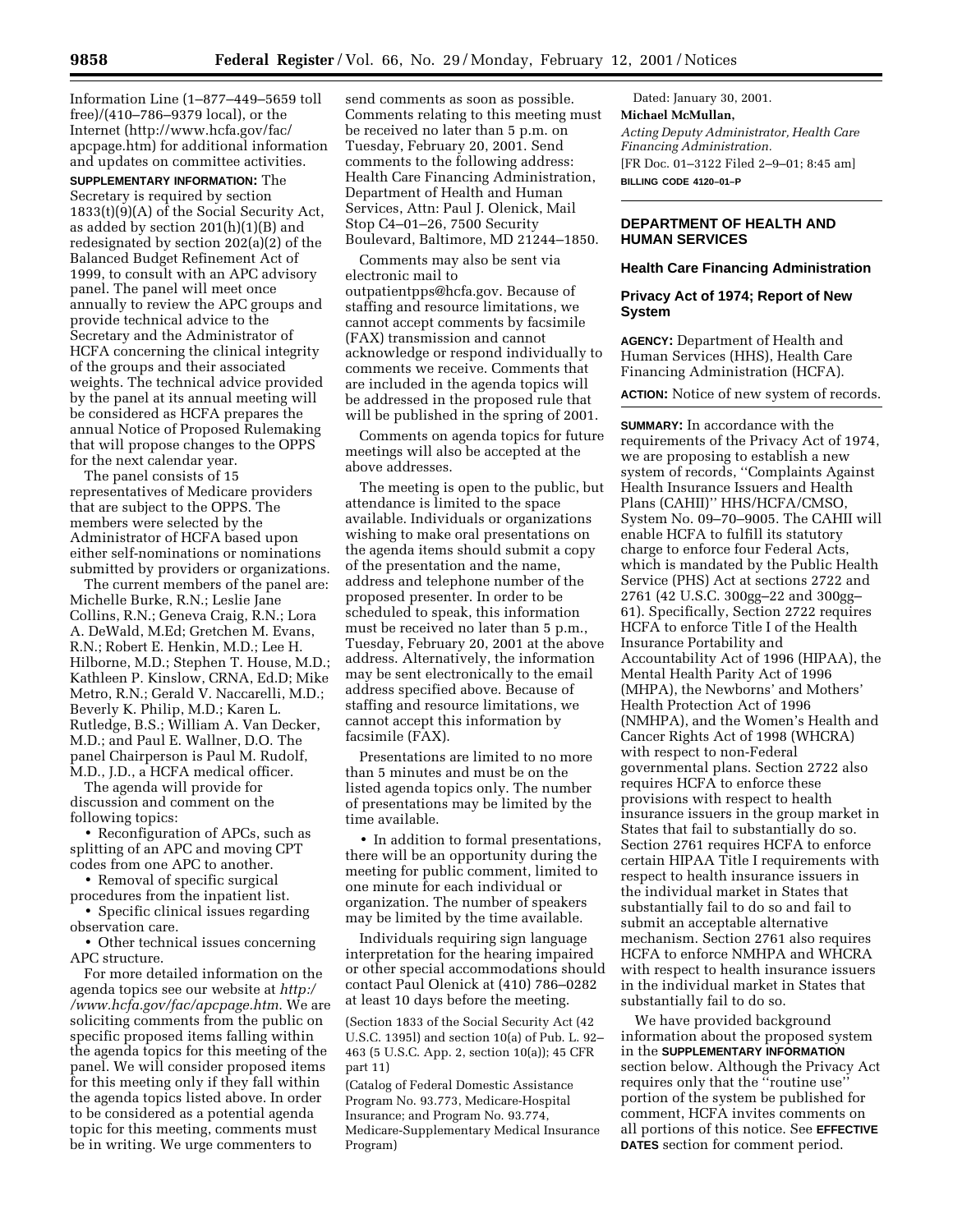Information Line (1–877–449–5659 toll free)/(410–786–9379 local), or the Internet (http://www.hcfa.gov/fac/apcpage.htm) for additional information and updates on committee activities.

**SUPPLEMENTARY INFORMATION:** The Secretary is required by section 1833(t)(9)(A) of the Social Security Act, as added by section 201(h)(1)(B) and redesignated by section 202(a)(2) of the Balanced Budget Refinement Act of 1999, to consult with an APC advisory panel. The panel will meet once annually to review the APC groups and provide technical advice to the Secretary and the Administrator of HCFA concerning the clinical integrity of the groups and their associated weights. The technical advice provided by the panel at its annual meeting will be considered as HCFA prepares the annual Notice of Proposed Rulemaking that will propose changes to the OPPS for the next calendar year.

The panel consists of 15 representatives of Medicare providers that are subject to the OPPS. The members were selected by the Administrator of HCFA based upon either self-nominations or nominations submitted by providers or organizations.

The current members of the panel are: Michelle Burke, R.N.; Leslie Jane Collins, R.N.; Geneva Craig, R.N.; Lora A. DeWald, M.Ed; Gretchen M. Evans, R.N.; Robert E. Henkin, M.D.; Lee H. Hilborne, M.D.; Stephen T. House, M.D.; Kathleen P. Kinslow, CRNA, Ed.D; Mike Metro, R.N.; Gerald V. Naccarelli, M.D.; Beverly K. Philip, M.D.; Karen L. Rutledge, B.S.; William A. Van Decker, M.D.; and Paul E. Wallner, D.O. The panel Chairperson is Paul M. Rudolf, M.D., J.D., a HCFA medical officer.

The agenda will provide for discussion and comment on the following topics:

- Reconfiguration of APCs, such as splitting of an APC and moving CPT codes from one APC to another.
- Removal of specific surgical procedures from the inpatient list.
- Specific clinical issues regarding observation care.
- Other technical issues concerning APC structure.

For more detailed information on the agenda topics see our website at *http://www.hcfa.gov/fac/apcpage.htm*. We are soliciting comments from the public on specific proposed items falling within the agenda topics for this meeting of the panel. We will consider proposed items for this meeting only if they fall within the agenda topics listed above. In order to be considered as a potential agenda topic for this meeting, comments must be in writing. We urge commenters to send comments as soon as possible. Comments relating to this meeting must be received no later than 5 p.m. on Tuesday, February 20, 2001. Send comments to the following address: Health Care Financing Administration, Department of Health and Human Services, Attn: Paul J. Olenick, Mail Stop C4–01–26, 7500 Security Boulevard, Baltimore, MD 21244–1850.

Comments may also be sent via electronic mail to outpatientpps@hcfa.gov. Because of staffing and resource limitations, we cannot accept comments by facsimile (FAX) transmission and cannot acknowledge or respond individually to comments we receive. Comments that are included in the agenda topics will be addressed in the proposed rule that will be published in the spring of 2001.

Comments on agenda topics for future meetings will also be accepted at the above addresses.

The meeting is open to the public, but attendance is limited to the space available. Individuals or organizations wishing to make oral presentations on the agenda items should submit a copy of the presentation and the name, address and telephone number of the proposed presenter. In order to be scheduled to speak, this information must be received no later than 5 p.m., Tuesday, February 20, 2001 at the above address. Alternatively, the information may be sent electronically to the email address specified above. Because of staffing and resource limitations, we cannot accept this information by facsimile (FAX).

Presentations are limited to no more than 5 minutes and must be on the listed agenda topics only. The number of presentations may be limited by the time available.

- In addition to formal presentations, there will be an opportunity during the meeting for public comment, limited to one minute for each individual or organization. The number of speakers may be limited by the time available.

Individuals requiring sign language interpretation for the hearing impaired or other special accommodations should contact Paul Olenick at (410) 786–0282 at least 10 days before the meeting.

(Section 1833 of the Social Security Act (42 U.S.C. 1395l) and section 10(a) of Pub. L. 92–463 (5 U.S.C. App. 2, section 10(a)); 45 CFR part 11)

(Catalog of Federal Domestic Assistance Program No. 93.773, Medicare-Hospital Insurance; and Program No. 93.774, Medicare-Supplementary Medical Insurance Program)

Dated: January 30, 2001.

**Michael McMullan,**

*Acting Deputy Administrator, Health Care Financing Administration.*

[FR Doc. 01–3122 Filed 2–9–01; 8:45 am]

**BILLING CODE 4120–01–P**

---

## DEPARTMENT OF HEALTH AND HUMAN SERVICES

### Health Care Financing Administration

### Privacy Act of 1974; Report of New System

**AGENCY:** Department of Health and Human Services (HHS), Health Care Financing Administration (HCFA).

**ACTION:** Notice of new system of records.

**SUMMARY:** In accordance with the requirements of the Privacy Act of 1974, we are proposing to establish a new system of records, ''Complaints Against Health Insurance Issuers and Health Plans (CAHII)'' HHS/HCFA/CMSO, System No. 09–70–9005. The CAHII will enable HCFA to fulfill its statutory charge to enforce four Federal Acts, which is mandated by the Public Health Service (PHS) Act at sections 2722 and 2761 (42 U.S.C. 300gg–22 and 300gg–61). Specifically, Section 2722 requires HCFA to enforce Title I of the Health Insurance Portability and Accountability Act of 1996 (HIPAA), the Mental Health Parity Act of 1996 (MHPA), the Newborns' and Mothers' Health Protection Act of 1996 (NMHPA), and the Women's Health and Cancer Rights Act of 1998 (WHCRA) with respect to non-Federal governmental plans. Section 2722 also requires HCFA to enforce these provisions with respect to health insurance issuers in the group market in States that fail to substantially do so. Section 2761 requires HCFA to enforce certain HIPAA Title I requirements with respect to health insurance issuers in the individual market in States that substantially fail to do so and fail to submit an acceptable alternative mechanism. Section 2761 also requires HCFA to enforce NMHPA and WHCRA with respect to health insurance issuers in the individual market in States that substantially fail to do so.

We have provided background information about the proposed system in the **SUPPLEMENTARY INFORMATION** section below. Although the Privacy Act requires only that the ''routine use'' portion of the system be published for comment, HCFA invites comments on all portions of this notice. See **EFFECTIVE DATES** section for comment period.